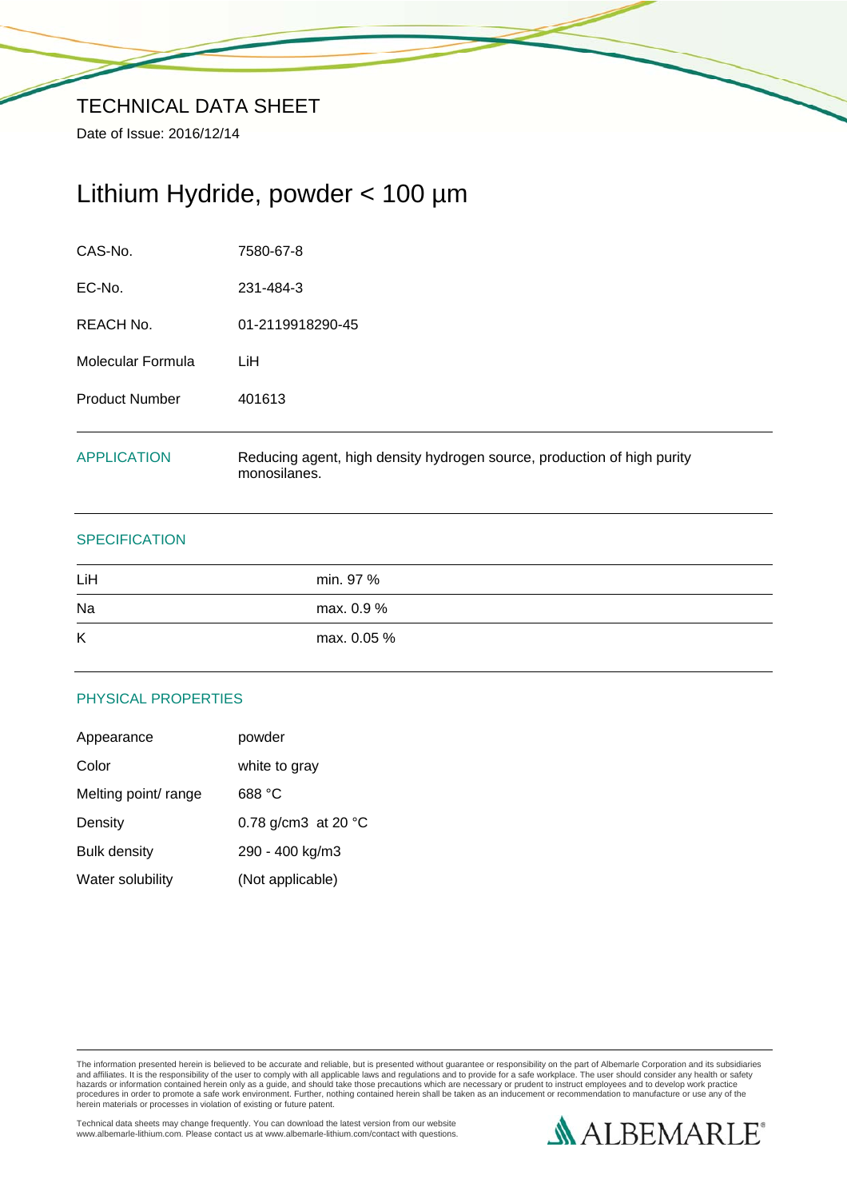# TECHNICAL DATA SHEET

Date of Issue: 2016/12/14

## Lithium Hydride, powder < 100 µm

| | |
|---|---|
| CAS-No. | 7580-67-8 |
| EC-No. | 231-484-3 |
| REACH No. | 01-2119918290-45 |
| Molecular Formula | LiH |
| Product Number | 401613 |

### APPLICATION

Reducing agent, high density hydrogen source, production of high purity monosilanes.

### SPECIFICATION

| | |
|---|---|
| LiH | min. 97 % |
| Na | max. 0.9 % |
| K | max. 0.05 % |

### PHYSICAL PROPERTIES

| | |
|---|---|
| Appearance | powder |
| Color | white to gray |
| Melting point/ range | 688 °C |
| Density | 0.78 g/cm3 at 20 °C |
| Bulk density | 290 - 400 kg/m3 |
| Water solubility | (Not applicable) |

The information presented herein is believed to be accurate and reliable, but is presented without guarantee or responsibility on the part of Albemarle Corporation and its subsidiaries and affiliates. It is the responsibility of the user to comply with all applicable laws and regulations and to provide for a safe workplace. The user should consider any health or safety hazards or information contained herein only as a guide, and should take those precautions which are necessary or prudent to instruct employees and to develop work practice procedures in order to promote a safe work environment. Further, nothing contained herein shall be taken as an inducement or recommendation to manufacture or use any of the herein materials or processes in violation of existing or future patent.

Technical data sheets may change frequently. You can download the latest version from our website www.albemarle-lithium.com. Please contact us at www.albemarle-lithium.com/contact with questions.

ALBEMARLE®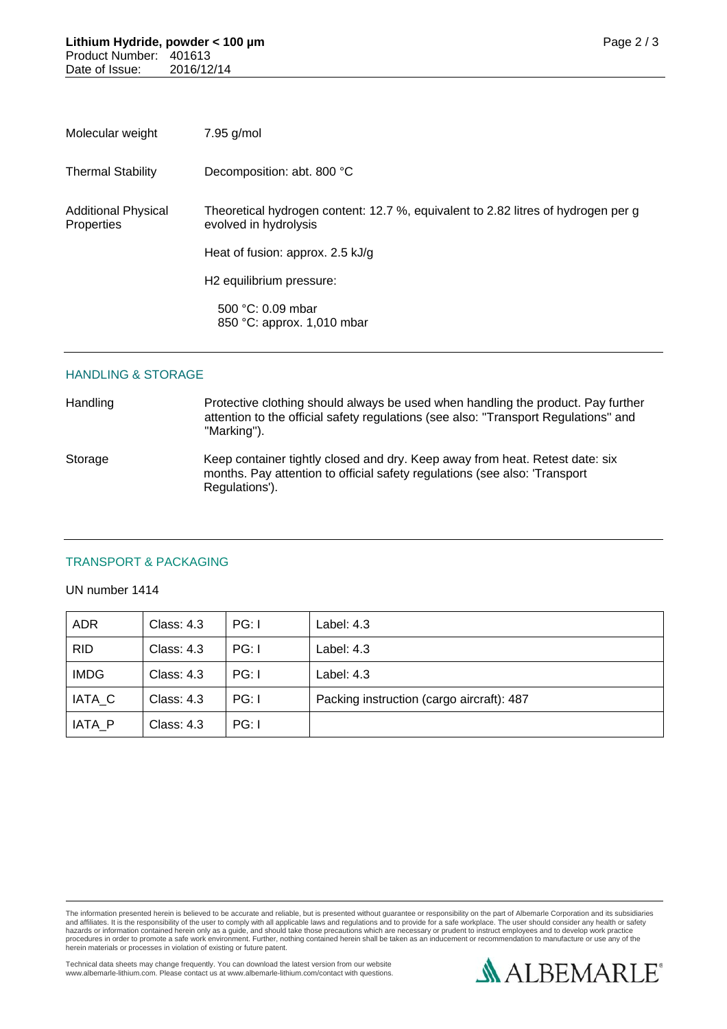| | |
|---|---|
| Molecular weight | 7.95 g/mol |
| Thermal Stability | Decomposition: abt. 800 °C |
| Additional Physical Properties | Theoretical hydrogen content: 12.7 %, equivalent to 2.82 litres of hydrogen per g evolved in hydrolysis<br><br>Heat of fusion: approx. 2.5 kJ/g<br><br>$H_2$ equilibrium pressure:<br><br>500 °C: 0.09 mbar<br>850 °C: approx. 1,010 mbar |

## HANDLING & STORAGE

| | |
|---|---|
| Handling | Protective clothing should always be used when handling the product. Pay further attention to the official safety regulations (see also: "Transport Regulations" and "Marking"). |
| Storage | Keep container tightly closed and dry. Keep away from heat. Retest date: six months. Pay attention to official safety regulations (see also: 'Transport Regulations'). |

## TRANSPORT & PACKAGING

UN number 1414

| | | | |
|---|---|---|---|
| ADR | Class: 4.3 | PG: I | Label: 4.3 |
| RID | Class: 4.3 | PG: I | Label: 4.3 |
| IMDG | Class: 4.3 | PG: I | Label: 4.3 |
| IATA_C | Class: 4.3 | PG: I | Packing instruction (cargo aircraft): 487 |
| IATA_P | Class: 4.3 | PG: I | |

The information presented herein is believed to be accurate and reliable, but is presented without guarantee or responsibility on the part of Albemarle Corporation and its subsidiaries and affiliates. It is the responsibility of the user to comply with all applicable laws and regulations and to provide for a safe workplace. The user should consider any health or safety hazards or information contained herein only as a guide, and should take those precautions which are necessary or prudent to instruct employees and to develop work practice procedures in order to promote a safe work environment. Further, nothing contained herein shall be taken as an inducement or recommendation to manufacture or use any of the herein materials or processes in violation of existing or future patent.

Technical data sheets may change frequently. You can download the latest version from our website www.albemarle-lithium.com. Please contact us at www.albemarle-lithium.com/contact with questions.

ALBEMARLE®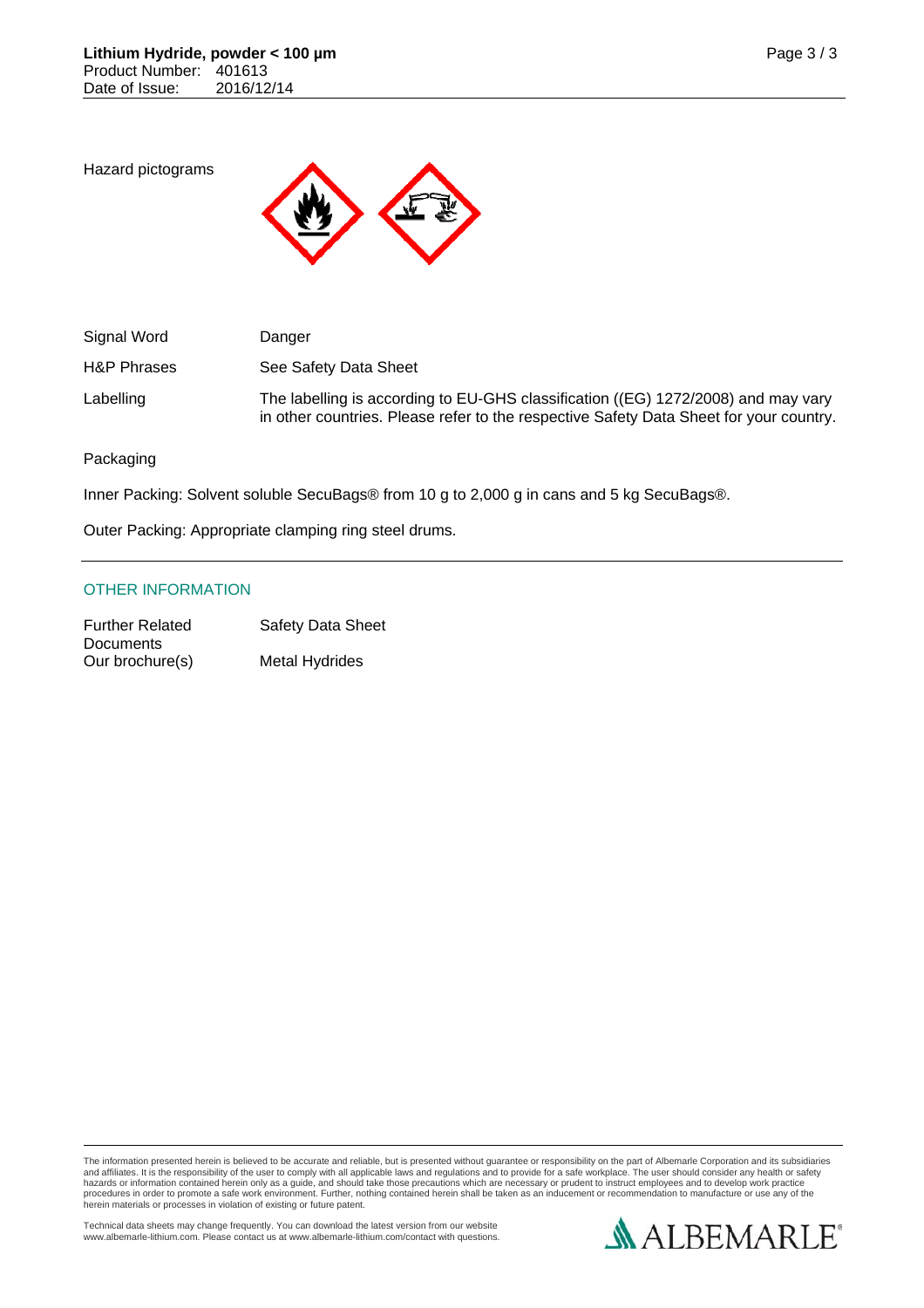Hazard pictograms

| | |
|---|---|
| Signal Word | Danger |
| H&P Phrases | See Safety Data Sheet |
| Labelling | The labelling is according to EU-GHS classification ((EG) 1272/2008) and may vary in other countries. Please refer to the respective Safety Data Sheet for your country. |

Packaging

Inner Packing: Solvent soluble SecuBags® from 10 g to 2,000 g in cans and 5 kg SecuBags®.

Outer Packing: Appropriate clamping ring steel drums.

## OTHER INFORMATION

| | |
|---|---|
| Further Related Documents | Safety Data Sheet |
| Our brochure(s) | Metal Hydrides |

The information presented herein is believed to be accurate and reliable, but is presented without guarantee or responsibility on the part of Albemarle Corporation and its subsidiaries and affiliates. It is the responsibility of the user to comply with all applicable laws and regulations and to provide for a safe workplace. The user should consider any health or safety hazards or information contained herein only as a guide, and should take those precautions which are necessary or prudent to instruct employees and to develop work practice procedures in order to promote a safe work environment. Further, nothing contained herein shall be taken as an inducement or recommendation to manufacture or use any of the herein materials or processes in violation of existing or future patent.

Technical data sheets may change frequently. You can download the latest version from our website www.albemarle-lithium.com. Please contact us at www.albemarle-lithium.com/contact with questions.